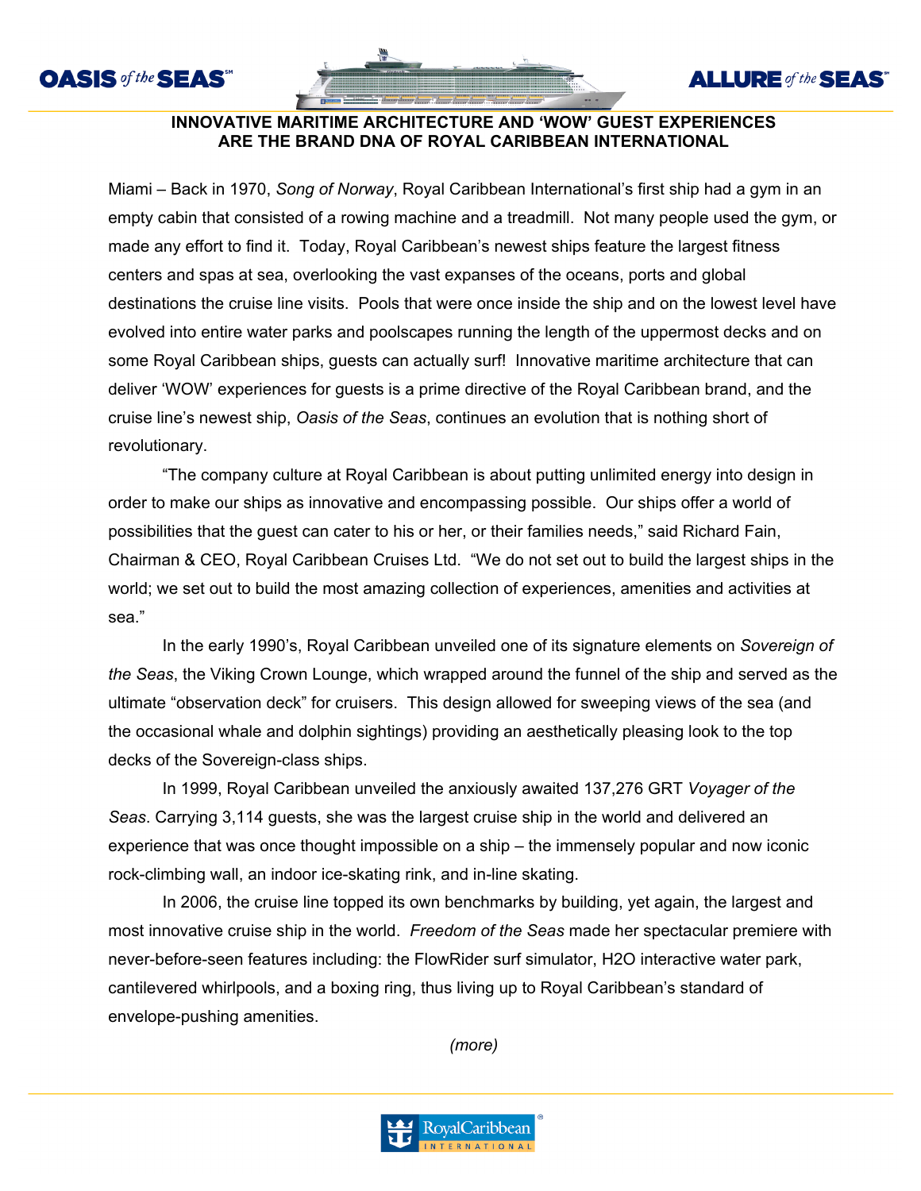# INNOVATIVE MARITIME ARCHITECTURE AND 'WOW' GUEST EXPERIENCES ARE THE BRAND DNA OF ROYAL CARIBBEAN INTERNATIONAL

Miami – Back in 1970, *Song of Norway*, Royal Caribbean International's first ship had a gym in an empty cabin that consisted of a rowing machine and a treadmill. Not many people used the gym, or made any effort to find it. Today, Royal Caribbean's newest ships feature the largest fitness centers and spas at sea, overlooking the vast expanses of the oceans, ports and global destinations the cruise line visits. Pools that were once inside the ship and on the lowest level have evolved into entire water parks and poolscapes running the length of the uppermost decks and on some Royal Caribbean ships, guests can actually surf! Innovative maritime architecture that can deliver 'WOW' experiences for guests is a prime directive of the Royal Caribbean brand, and the cruise line's newest ship, *Oasis of the Seas*, continues an evolution that is nothing short of revolutionary.

"The company culture at Royal Caribbean is about putting unlimited energy into design in order to make our ships as innovative and encompassing possible. Our ships offer a world of possibilities that the guest can cater to his or her, or their families needs," said Richard Fain, Chairman & CEO, Royal Caribbean Cruises Ltd. "We do not set out to build the largest ships in the world; we set out to build the most amazing collection of experiences, amenities and activities at sea."

In the early 1990's, Royal Caribbean unveiled one of its signature elements on *Sovereign of the Seas*, the Viking Crown Lounge, which wrapped around the funnel of the ship and served as the ultimate "observation deck" for cruisers. This design allowed for sweeping views of the sea (and the occasional whale and dolphin sightings) providing an aesthetically pleasing look to the top decks of the Sovereign-class ships.

In 1999, Royal Caribbean unveiled the anxiously awaited 137,276 GRT *Voyager of the Seas*. Carrying 3,114 guests, she was the largest cruise ship in the world and delivered an experience that was once thought impossible on a ship – the immensely popular and now iconic rock-climbing wall, an indoor ice-skating rink, and in-line skating.

In 2006, the cruise line topped its own benchmarks by building, yet again, the largest and most innovative cruise ship in the world. *Freedom of the Seas* made her spectacular premiere with never-before-seen features including: the FlowRider surf simulator, H2O interactive water park, cantilevered whirlpools, and a boxing ring, thus living up to Royal Caribbean's standard of envelope-pushing amenities.

*(more)*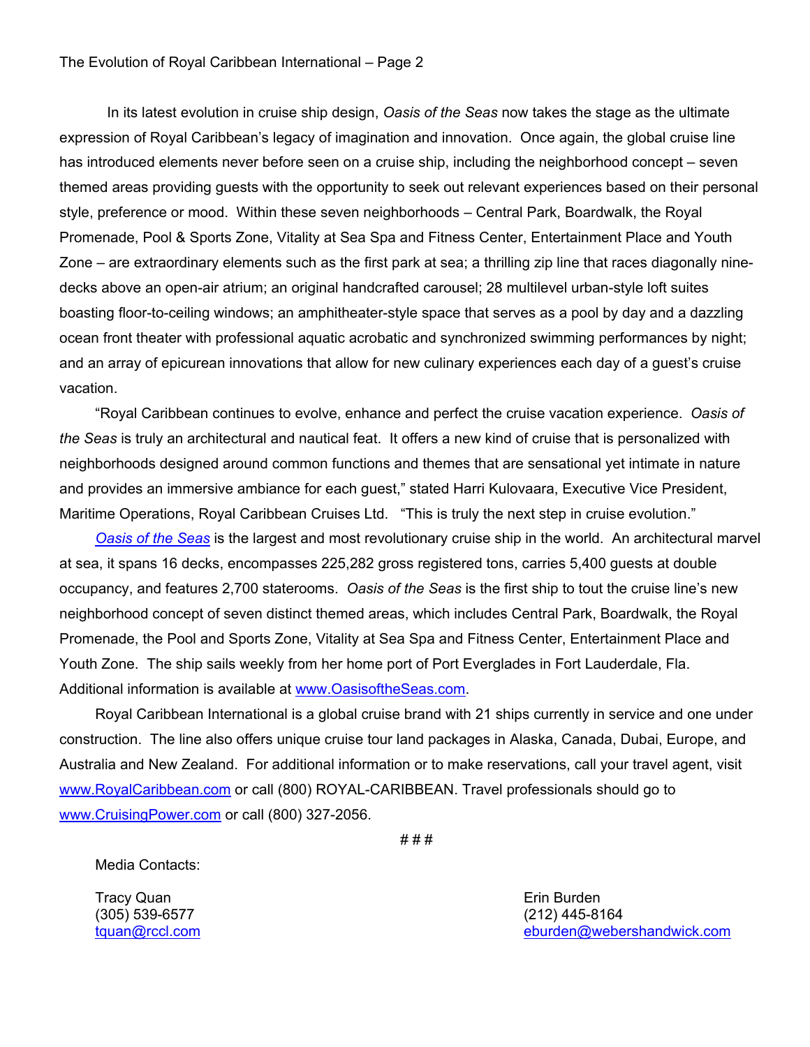In its latest evolution in cruise ship design, *Oasis of the Seas* now takes the stage as the ultimate expression of Royal Caribbean's legacy of imagination and innovation. Once again, the global cruise line has introduced elements never before seen on a cruise ship, including the neighborhood concept – seven themed areas providing guests with the opportunity to seek out relevant experiences based on their personal style, preference or mood. Within these seven neighborhoods – Central Park, Boardwalk, the Royal Promenade, Pool & Sports Zone, Vitality at Sea Spa and Fitness Center, Entertainment Place and Youth Zone – are extraordinary elements such as the first park at sea; a thrilling zip line that races diagonally nine-decks above an open-air atrium; an original handcrafted carousel; 28 multilevel urban-style loft suites boasting floor-to-ceiling windows; an amphitheater-style space that serves as a pool by day and a dazzling ocean front theater with professional aquatic acrobatic and synchronized swimming performances by night; and an array of epicurean innovations that allow for new culinary experiences each day of a guest's cruise vacation.

"Royal Caribbean continues to evolve, enhance and perfect the cruise vacation experience. *Oasis of the Seas* is truly an architectural and nautical feat. It offers a new kind of cruise that is personalized with neighborhoods designed around common functions and themes that are sensational yet intimate in nature and provides an immersive ambiance for each guest," stated Harri Kulovaara, Executive Vice President, Maritime Operations, Royal Caribbean Cruises Ltd. "This is truly the next step in cruise evolution."

*Oasis of the Seas* is the largest and most revolutionary cruise ship in the world. An architectural marvel at sea, it spans 16 decks, encompasses 225,282 gross registered tons, carries 5,400 guests at double occupancy, and features 2,700 staterooms. *Oasis of the Seas* is the first ship to tout the cruise line's new neighborhood concept of seven distinct themed areas, which includes Central Park, Boardwalk, the Royal Promenade, the Pool and Sports Zone, Vitality at Sea Spa and Fitness Center, Entertainment Place and Youth Zone. The ship sails weekly from her home port of Port Everglades in Fort Lauderdale, Fla. Additional information is available at www.OasisoftheSeas.com.

Royal Caribbean International is a global cruise brand with 21 ships currently in service and one under construction. The line also offers unique cruise tour land packages in Alaska, Canada, Dubai, Europe, and Australia and New Zealand. For additional information or to make reservations, call your travel agent, visit www.RoyalCaribbean.com or call (800) ROYAL-CARIBBEAN. Travel professionals should go to www.CruisingPower.com or call (800) 327-2056.

# # #

Media Contacts:

Tracy Quan
(305) 539-6577
tquan@rccl.com

Erin Burden
(212) 445-8164
eburden@webershandwick.com